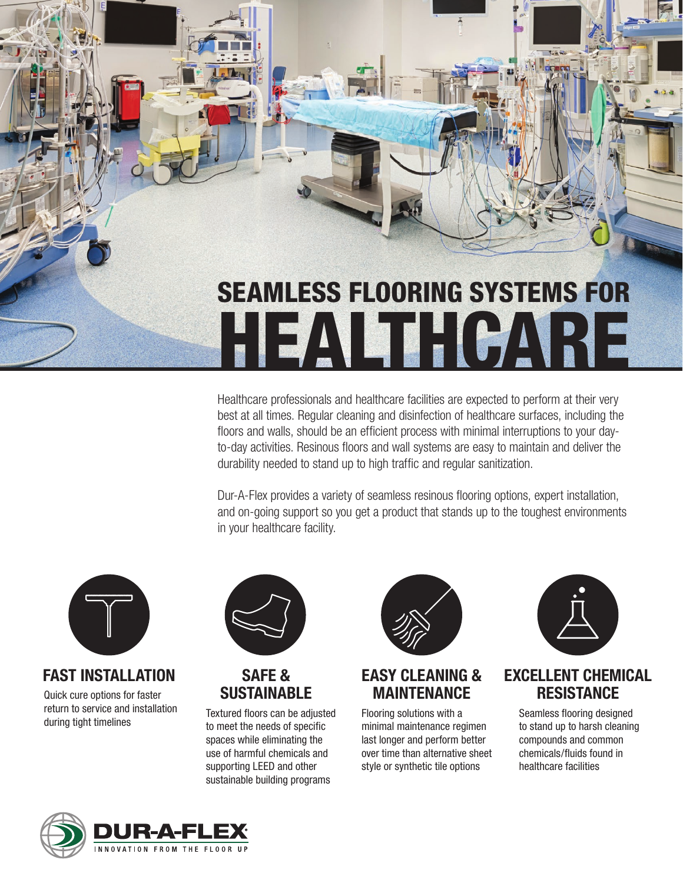# SEAMLESS FLOORING SYSTEMS FOR HEALTHCARE

Healthcare professionals and healthcare facilities are expected to perform at their very best at all times. Regular cleaning and disinfection of healthcare surfaces, including the floors and walls, should be an efficient process with minimal interruptions to your day-to-day activities. Resinous floors and wall systems are easy to maintain and deliver the durability needed to stand up to high traffic and regular sanitization.

Dur-A-Flex provides a variety of seamless resinous flooring options, expert installation, and on-going support so you get a product that stands up to the toughest environments in your healthcare facility.

## FAST INSTALLATION

Quick cure options for faster return to service and installation during tight timelines

## SAFE & SUSTAINABLE

Textured floors can be adjusted to meet the needs of specific spaces while eliminating the use of harmful chemicals and supporting LEED and other sustainable building programs

## EASY CLEANING & MAINTENANCE

Flooring solutions with a minimal maintenance regimen last longer and perform better over time than alternative sheet style or synthetic tile options

## EXCELLENT CHEMICAL RESISTANCE

Seamless flooring designed to stand up to harsh cleaning compounds and common chemicals/fluids found in healthcare facilities

**DUR-A-FLEX**
INNOVATION FROM THE FLOOR UP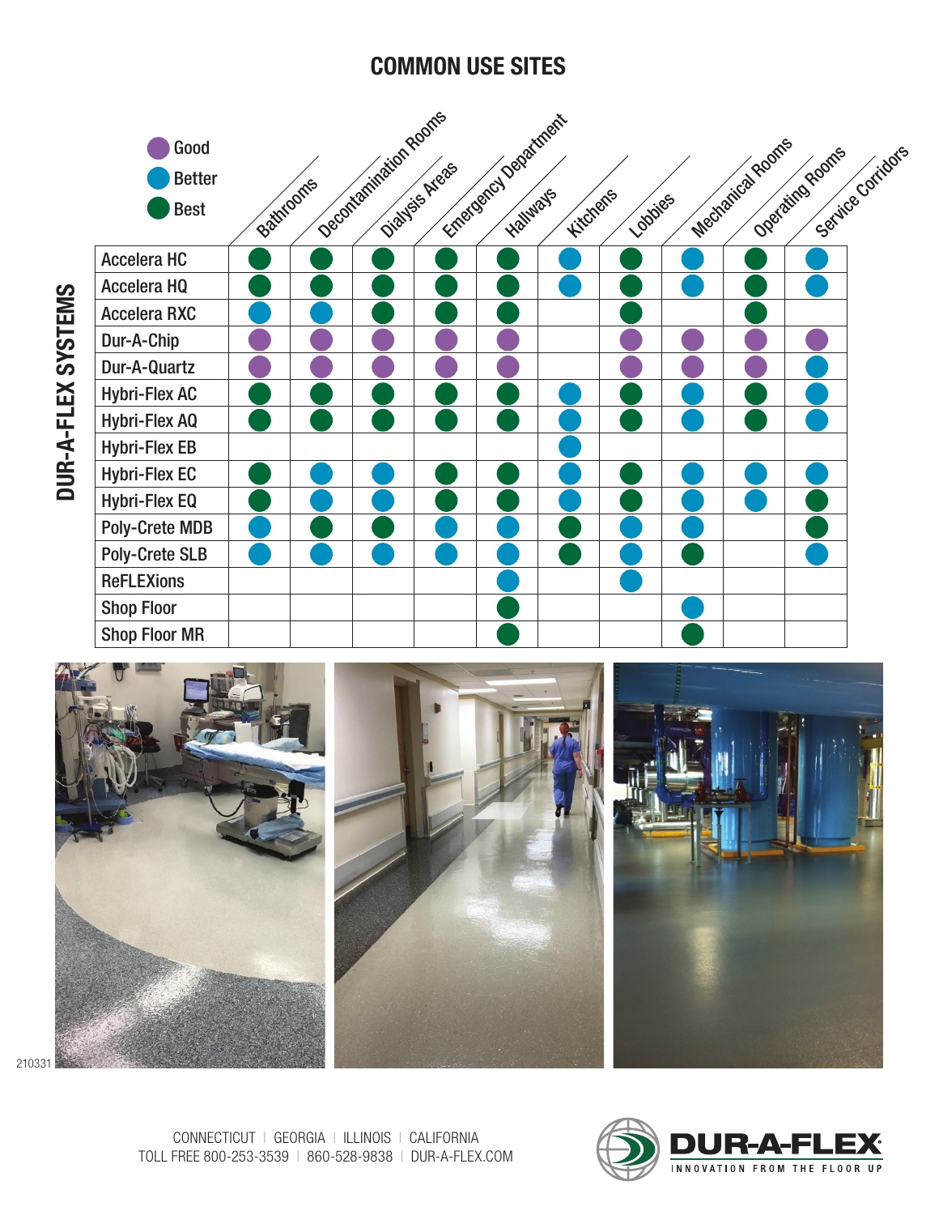## COMMON USE SITES

Legend: Good (purple) · Better (blue) · Best (green)

**DUR-A-FLEX SYSTEMS**

| | Bathrooms | Decontamination Rooms | Dialysis Areas | Emergency Department | Hallways | Kitchens | Lobbies | Mechanical Rooms | Operating Rooms | Service Corridors |
|---|---|---|---|---|---|---|---|---|---|---|
| Accelera HC | Best | Best | Best | Best | Best | Better | Best | Better | Best | Better |
| Accelera HQ | Best | Best | Best | Best | Best | Better | Best | Better | Best | Better |
| Accelera RXC | Better | Better | Best | Best | Best | | Best | | Best | |
| Dur-A-Chip | Good | Good | Good | Good | Good | | Good | Good | Good | Good |
| Dur-A-Quartz | Good | Good | Good | Good | Good | | Good | Good | Good | Better |
| Hybri-Flex AC | Best | Best | Best | Best | Best | Better | Best | Better | Best | Better |
| Hybri-Flex AQ | Best | Best | Best | Best | Best | Better | Best | Better | Best | Better |
| Hybri-Flex EB | | | | | | Better | | | | |
| Hybri-Flex EC | Best | Better | Better | Best | Best | Better | Best | Better | Better | Better |
| Hybri-Flex EQ | Best | Better | Better | Best | Best | Better | Best | Better | Better | Best |
| Poly-Crete MDB | Better | Best | Best | Better | Better | Best | Better | Better | | Best |
| Poly-Crete SLB | Better | Better | Better | Better | Better | Best | Better | Best | | Better |
| ReFLEXions | | | | | Better | | Better | | | |
| Shop Floor | | | | | Best | | | Better | | |
| Shop Floor MR | | | | | Best | | | Best | | |

210331

CONNECTICUT | GEORGIA | ILLINOIS | CALIFORNIA
TOLL FREE 800-253-3539 | 860-528-9838 | DUR-A-FLEX.COM

DUR-A-FLEX
INNOVATION FROM THE FLOOR UP